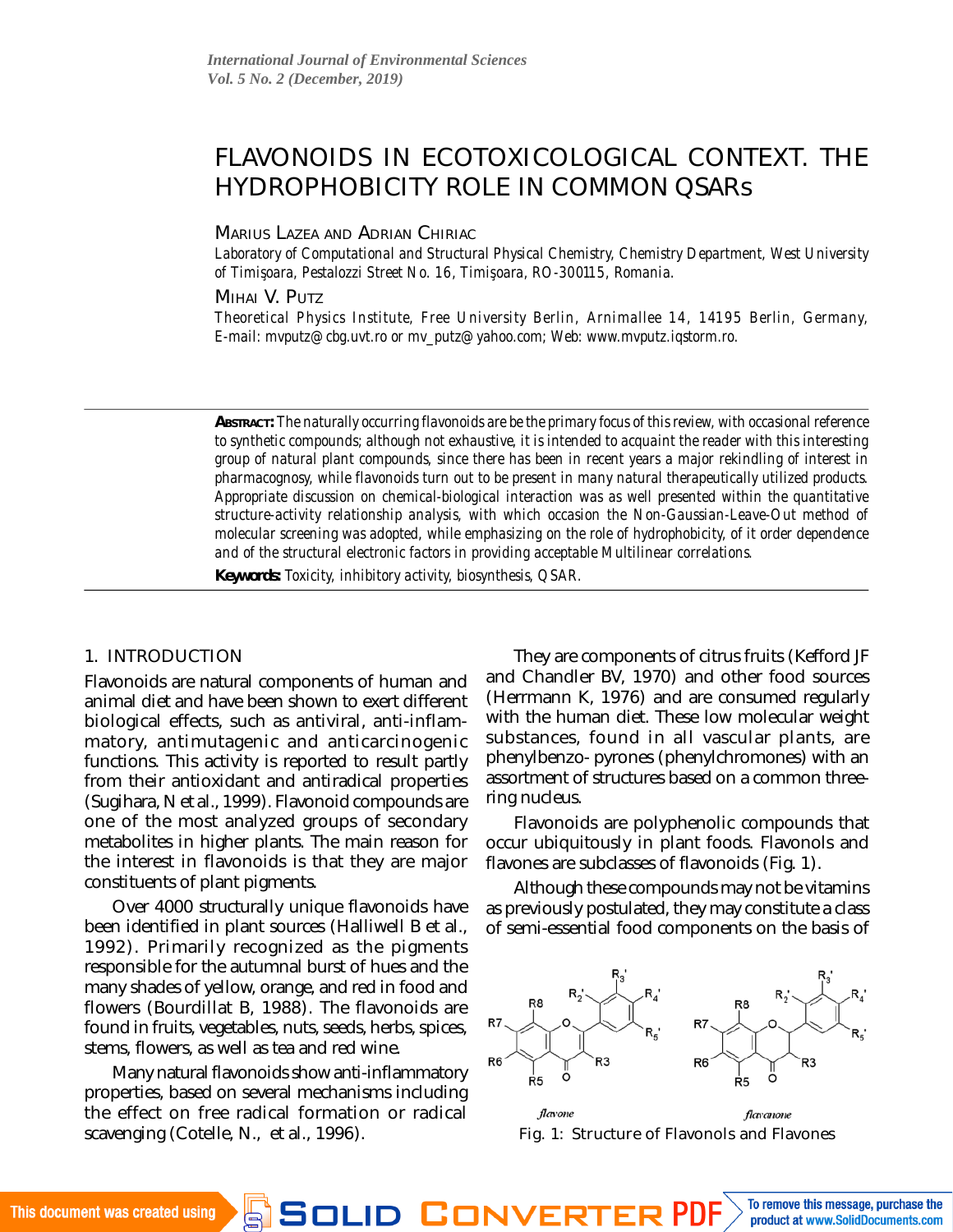# FLAVONOIDS IN ECOTOXICOLOGICAL CONTEXT. THE HYDROPHOBICITY ROLE IN COMMON QSARs

MARIUS LAZEA AND ADRIAN CHIRIAC

*Laboratory of Computational and Structural Physical Chemistry, Chemistry Department, West University of Timişoara, Pestalozzi Street No. 16, Timişoara, RO-300115, Romania.*

MIHAI V. PUTZ

*Theoretical Physics Institute, Free University Berlin, Arnimallee 14, 14195 Berlin, Germany, E-mail: mvputz@cbg.uvt.ro or mv_putz@yahoo.com; Web: www.mvputz.iqstorm.ro.*

**ABSTRACT:** *The naturally occurring flavonoids are be the primary focus of this review, with occasional reference to synthetic compounds; although not exhaustive, it is intended to acquaint the reader with this interesting group of natural plant compounds, since there has been in recent years a major rekindling of interest in pharmacognosy, while flavonoids turn out to be present in many natural therapeutically utilized products. Appropriate discussion on chemical-biological interaction was as well presented within the quantitative structure-activity relationship analysis, with which occasion the Non-Gaussian-Leave-Out method of molecular screening was adopted, while emphasizing on the role of hydrophobicity, of it order dependence and of the structural electronic factors in providing acceptable Multilinear correlations.*

**Keywords:** *Toxicity, inhibitory activity, biosynthesis, QSAR.*

## 1. INTRODUCTION

Flavonoids are natural components of human and animal diet and have been shown to exert different biological effects, such as antiviral, anti-inflammatory, antimutagenic and anticarcinogenic functions. This activity is reported to result partly from their antioxidant and antiradical properties (Sugihara, N et al., 1999). Flavonoid compounds are one of the most analyzed groups of secondary metabolites in higher plants. The main reason for the interest in flavonoids is that they are major constituents of plant pigments.

Over 4000 structurally unique flavonoids have been identified in plant sources (Halliwell B et al., 1992). Primarily recognized as the pigments responsible for the autumnal burst of hues and the many shades of yellow, orange, and red in food and flowers (Bourdillat B, 1988). The flavonoids are found in fruits, vegetables, nuts, seeds, herbs, spices, stems, flowers, as well as tea and red wine.

Many natural flavonoids show anti-inflammatory properties, based on several mechanisms including the effect on free radical formation or radical scavenging (Cotelle, N., et al., 1996).

They are components of citrus fruits (Kefford JF and Chandler BV, 1970) and other food sources (Herrmann K, 1976) and are consumed regularly with the human diet. These low molecular weight substances, found in all vascular plants, are phenylbenzo- pyrones (phenylchromones) with an assortment of structures based on a common three-ring nucleus.

Flavonoids are polyphenolic compounds that occur ubiquitously in plant foods. Flavonols and flavones are subclasses of flavonoids (Fig. 1).

Although these compounds may not be vitamins as previously postulated, they may constitute a class of semi-essential food components on the basis of

flavone    flavanone

Fig. 1: Structure of Flavonols and Flavones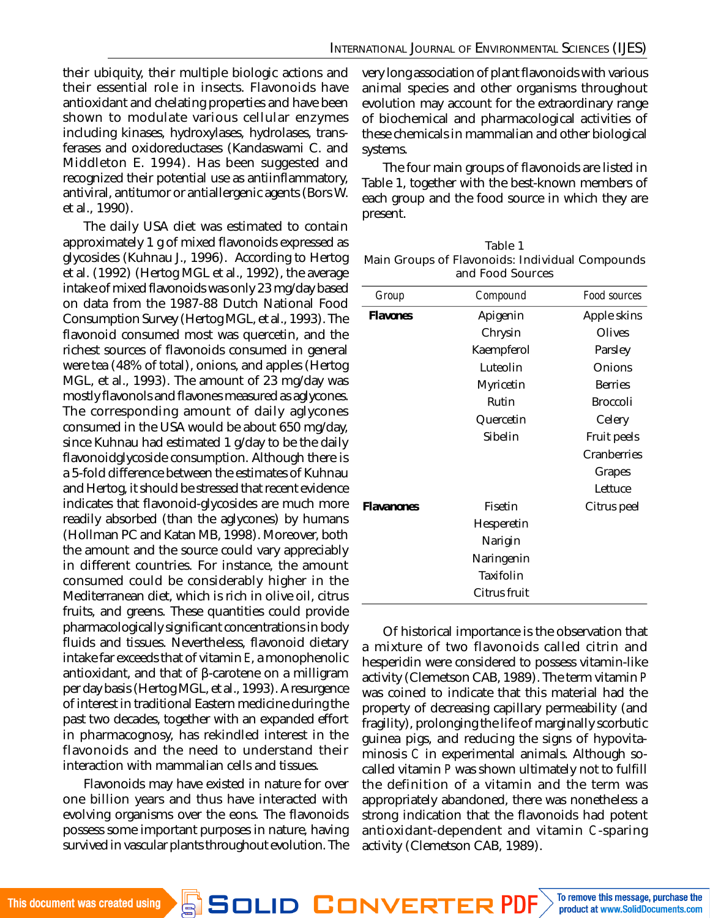their ubiquity, their multiple biologic actions and their essential role in insects. Flavonoids have antioxidant and chelating properties and have been shown to modulate various cellular enzymes including kinases, hydroxylases, hydrolases, transferases and oxidoreductases (Kandaswami C. and Middleton E. 1994). Has been suggested and recognized their potential use as antiinflammatory, antiviral, antitumor or antiallergenic agents (Bors W. et al., 1990).

The daily USA diet was estimated to contain approximately 1 g of mixed flavonoids expressed as glycosides (Kuhnau J., 1996). According to Hertog et al. (1992) (Hertog MGL et al., 1992), the average intake of mixed flavonoids was only 23 mg/day based on data from the 1987-88 Dutch National Food Consumption Survey (Hertog MGL, et al., 1993). The flavonoid consumed most was quercetin, and the richest sources of flavonoids consumed in general were tea (48% of total), onions, and apples (Hertog MGL, et al., 1993). The amount of 23 mg/day was mostly flavonols and flavones measured as aglycones. The corresponding amount of daily aglycones consumed in the USA would be about 650 mg/day, since Kuhnau had estimated 1 g/day to be the daily flavonoidglycoside consumption. Although there is a 5-fold difference between the estimates of Kuhnau and Hertog, it should be stressed that recent evidence indicates that flavonoid-glycosides are much more readily absorbed (than the aglycones) by humans (Hollman PC and Katan MB, 1998). Moreover, both the amount and the source could vary appreciably in different countries. For instance, the amount consumed could be considerably higher in the Mediterranean diet, which is rich in olive oil, citrus fruits, and greens. These quantities could provide pharmacologically significant concentrations in body fluids and tissues. Nevertheless, flavonoid dietary intake far exceeds that of vitamin E, a monophenolic antioxidant, and that of β-carotene on a milligram per day basis (Hertog MGL, et al., 1993). A resurgence of interest in traditional Eastern medicine during the past two decades, together with an expanded effort in pharmacognosy, has rekindled interest in the flavonoids and the need to understand their interaction with mammalian cells and tissues.

Flavonoids may have existed in nature for over one billion years and thus have interacted with evolving organisms over the eons. The flavonoids possess some important purposes in nature, having survived in vascular plants throughout evolution. The very long association of plant flavonoids with various animal species and other organisms throughout evolution may account for the extraordinary range of biochemical and pharmacological activities of these chemicals in mammalian and other biological systems.

The four main groups of flavonoids are listed in Table 1, together with the best-known members of each group and the food source in which they are present.

Table 1
Main Groups of Flavonoids: Individual Compounds and Food Sources

| Group | Compound | Food sources |
|---|---|---|
| **Flavones** | Apigenin | Apple skins |
| | Chrysin | Olives |
| | Kaempferol | Parsley |
| | Luteolin | Onions |
| | Myricetin | Berries |
| | Rutin | Broccoli |
| | Quercetin | Celery |
| | Sibelin | Fruit peels |
| | | Cranberries |
| | | Grapes |
| | | Lettuce |
| **Flavanones** | Fisetin | Citrus peel |
| | Hesperetin | |
| | Narigin | |
| | Naringenin | |
| | Taxifolin | |
| | Citrus fruit | |

Of historical importance is the observation that a mixture of two flavonoids called citrin and hesperidin were considered to possess vitamin-like activity (Clemetson CAB, 1989). The term vitamin P was coined to indicate that this material had the property of decreasing capillary permeability (and fragility), prolonging the life of marginally scorbutic guinea pigs, and reducing the signs of hypovitaminosis C in experimental animals. Although so-called vitamin P was shown ultimately not to fulfill the definition of a vitamin and the term was appropriately abandoned, there was nonetheless a strong indication that the flavonoids had potent antioxidant-dependent and vitamin C-sparing activity (Clemetson CAB, 1989).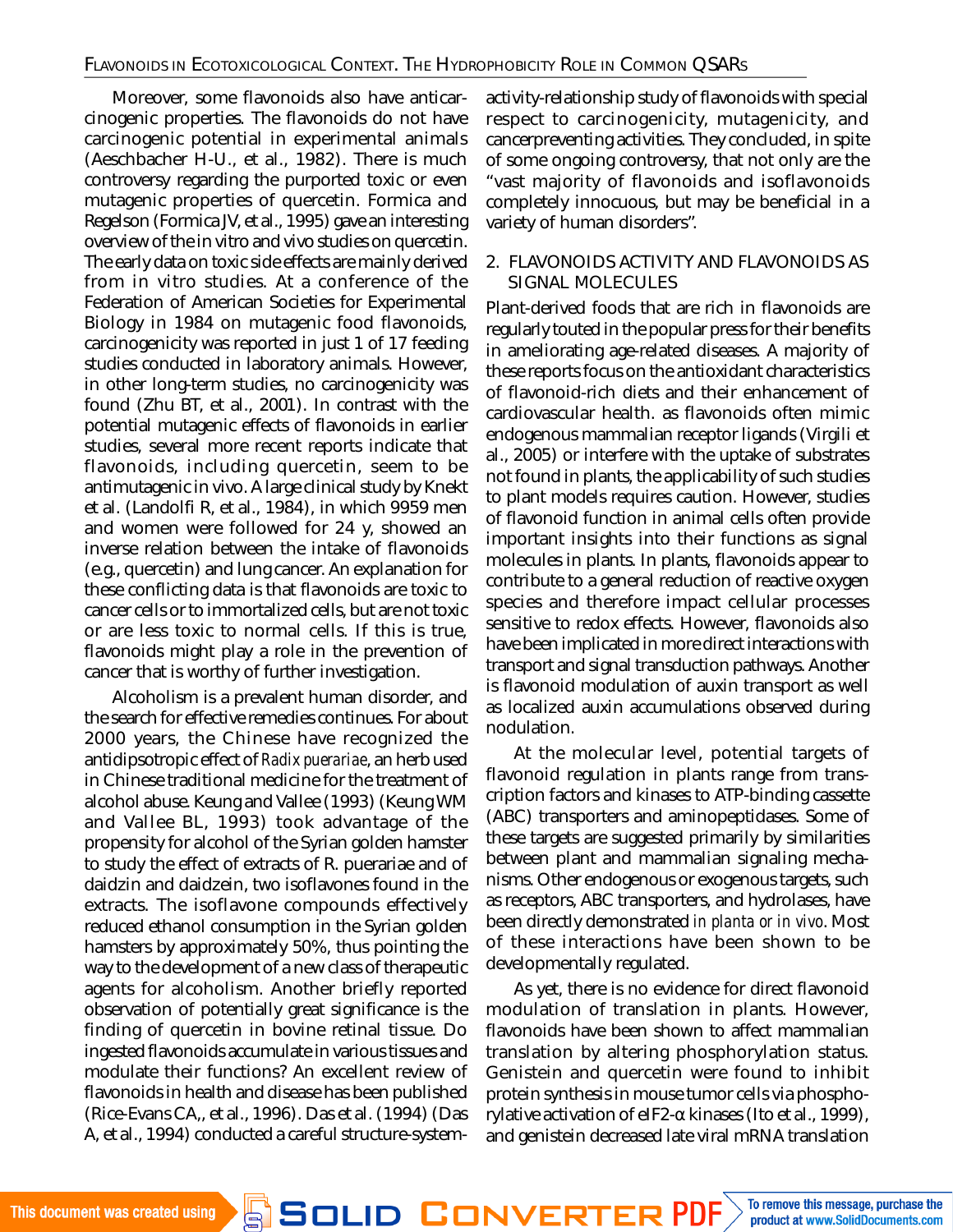Moreover, some flavonoids also have anticarcinogenic properties. The flavonoids do not have carcinogenic potential in experimental animals (Aeschbacher H-U., et al., 1982). There is much controversy regarding the purported toxic or even mutagenic properties of quercetin. Formica and Regelson (Formica JV, et al., 1995) gave an interesting overview of the in vitro and vivo studies on quercetin. The early data on toxic side effects are mainly derived from in vitro studies. At a conference of the Federation of American Societies for Experimental Biology in 1984 on mutagenic food flavonoids, carcinogenicity was reported in just 1 of 17 feeding studies conducted in laboratory animals. However, in other long-term studies, no carcinogenicity was found (Zhu BT, et al., 2001). In contrast with the potential mutagenic effects of flavonoids in earlier studies, several more recent reports indicate that flavonoids, including quercetin, seem to be antimutagenic in vivo. A large clinical study by Knekt et al. (Landolfi R, et al., 1984), in which 9959 men and women were followed for 24 y, showed an inverse relation between the intake of flavonoids (e.g., quercetin) and lung cancer. An explanation for these conflicting data is that flavonoids are toxic to cancer cells or to immortalized cells, but are not toxic or are less toxic to normal cells. If this is true, flavonoids might play a role in the prevention of cancer that is worthy of further investigation.

Alcoholism is a prevalent human disorder, and the search for effective remedies continues. For about 2000 years, the Chinese have recognized the antidipsotropic effect of *Radix puerariae*, an herb used in Chinese traditional medicine for the treatment of alcohol abuse. Keung and Vallee (1993) (Keung WM and Vallee BL, 1993) took advantage of the propensity for alcohol of the Syrian golden hamster to study the effect of extracts of R. puerariae and of daidzin and daidzein, two isoflavones found in the extracts. The isoflavone compounds effectively reduced ethanol consumption in the Syrian golden hamsters by approximately 50%, thus pointing the way to the development of a new class of therapeutic agents for alcoholism. Another briefly reported observation of potentially great significance is the finding of quercetin in bovine retinal tissue. Do ingested flavonoids accumulate in various tissues and modulate their functions? An excellent review of flavonoids in health and disease has been published (Rice-Evans CA,, et al., 1996). Das et al. (1994) (Das A, et al., 1994) conducted a careful structure-system-activity-relationship study of flavonoids with special respect to carcinogenicity, mutagenicity, and cancerpreventing activities. They concluded, in spite of some ongoing controversy, that not only are the "vast majority of flavonoids and isoflavonoids completely innocuous, but may be beneficial in a variety of human disorders".

## 2. FLAVONOIDS ACTIVITY AND FLAVONOIDS AS SIGNAL MOLECULES

Plant-derived foods that are rich in flavonoids are regularly touted in the popular press for their benefits in ameliorating age-related diseases. A majority of these reports focus on the antioxidant characteristics of flavonoid-rich diets and their enhancement of cardiovascular health. as flavonoids often mimic endogenous mammalian receptor ligands (Virgili et al., 2005) or interfere with the uptake of substrates not found in plants, the applicability of such studies to plant models requires caution. However, studies of flavonoid function in animal cells often provide important insights into their functions as signal molecules in plants. In plants, flavonoids appear to contribute to a general reduction of reactive oxygen species and therefore impact cellular processes sensitive to redox effects. However, flavonoids also have been implicated in more direct interactions with transport and signal transduction pathways. Another is flavonoid modulation of auxin transport as well as localized auxin accumulations observed during nodulation.

At the molecular level, potential targets of flavonoid regulation in plants range from transcription factors and kinases to ATP-binding cassette (ABC) transporters and aminopeptidases. Some of these targets are suggested primarily by similarities between plant and mammalian signaling mechanisms. Other endogenous or exogenous targets, such as receptors, ABC transporters, and hydrolases, have been directly demonstrated *in planta or in vivo*. Most of these interactions have been shown to be developmentally regulated.

As yet, there is no evidence for direct flavonoid modulation of translation in plants. However, flavonoids have been shown to affect mammalian translation by altering phosphorylation status. Genistein and quercetin were found to inhibit protein synthesis in mouse tumor cells via phosphorylative activation of eIF2-α kinases (Ito et al., 1999), and genistein decreased late viral mRNA translation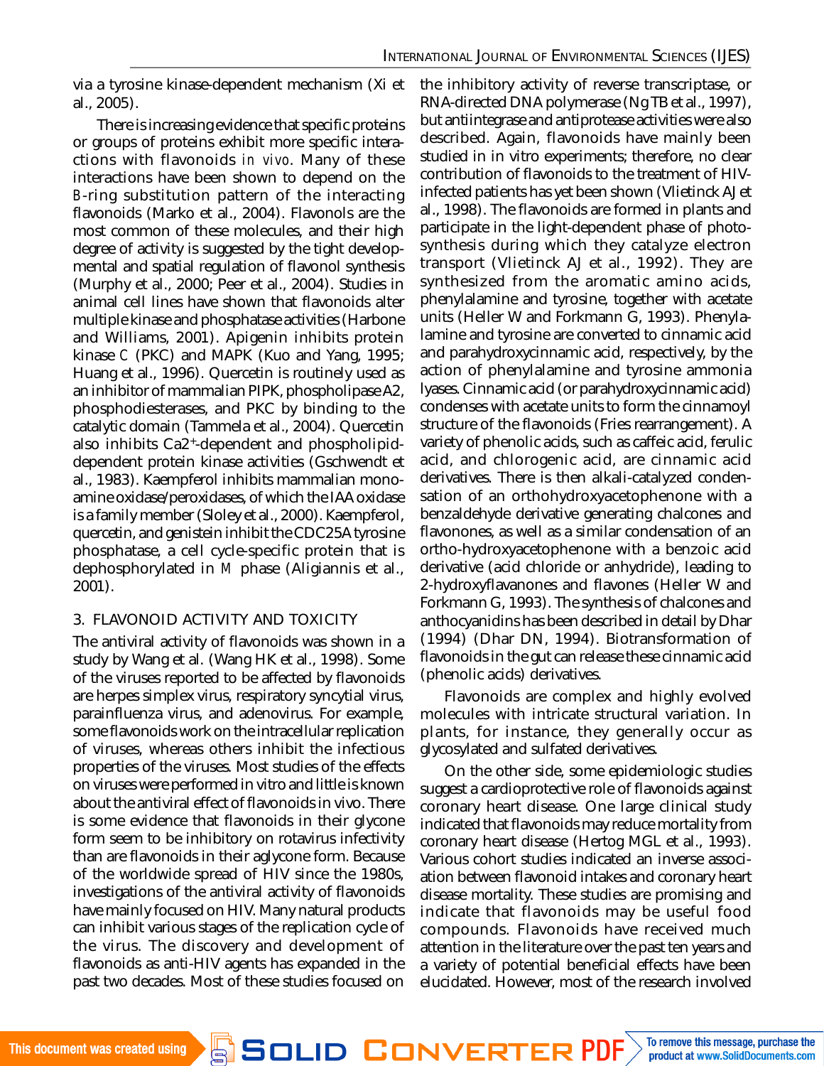via a tyrosine kinase-dependent mechanism (Xi et al., 2005).

There is increasing evidence that specific proteins or groups of proteins exhibit more specific interactions with flavonoids *in vivo*. Many of these interactions have been shown to depend on the B-ring substitution pattern of the interacting flavonoids (Marko et al., 2004). Flavonols are the most common of these molecules, and their high degree of activity is suggested by the tight developmental and spatial regulation of flavonol synthesis (Murphy et al., 2000; Peer et al., 2004). Studies in animal cell lines have shown that flavonoids alter multiple kinase and phosphatase activities (Harbone and Williams, 2001). Apigenin inhibits protein kinase C (PKC) and MAPK (Kuo and Yang, 1995; Huang et al., 1996). Quercetin is routinely used as an inhibitor of mammalian PIPK, phospholipase A2, phosphodiesterases, and PKC by binding to the catalytic domain (Tammela et al., 2004). Quercetin also inhibits $Ca2^{+}$-dependent and phospholipid-dependent protein kinase activities (Gschwendt et al., 1983). Kaempferol inhibits mammalian monoamine oxidase/peroxidases, of which the IAA oxidase is a family member (Sloley et al., 2000). Kaempferol, quercetin, and genistein inhibit the CDC25A tyrosine phosphatase, a cell cycle-specific protein that is dephosphorylated in M phase (Aligiannis et al., 2001).

## 3. FLAVONOID ACTIVITY AND TOXICITY

The antiviral activity of flavonoids was shown in a study by Wang et al. (Wang HK et al., 1998). Some of the viruses reported to be affected by flavonoids are herpes simplex virus, respiratory syncytial virus, parainfluenza virus, and adenovirus. For example, some flavonoids work on the intracellular replication of viruses, whereas others inhibit the infectious properties of the viruses. Most studies of the effects on viruses were performed in vitro and little is known about the antiviral effect of flavonoids in vivo. There is some evidence that flavonoids in their glycone form seem to be inhibitory on rotavirus infectivity than are flavonoids in their aglycone form. Because of the worldwide spread of HIV since the 1980s, investigations of the antiviral activity of flavonoids have mainly focused on HIV. Many natural products can inhibit various stages of the replication cycle of the virus. The discovery and development of flavonoids as anti-HIV agents has expanded in the past two decades. Most of these studies focused on the inhibitory activity of reverse transcriptase, or RNA-directed DNA polymerase (Ng TB et al., 1997), but antiintegrase and antiprotease activities were also described. Again, flavonoids have mainly been studied in in vitro experiments; therefore, no clear contribution of flavonoids to the treatment of HIV-infected patients has yet been shown (Vlietinck AJ et al., 1998). The flavonoids are formed in plants and participate in the light-dependent phase of photosynthesis during which they catalyze electron transport (Vlietinck AJ et al., 1992). They are synthesized from the aromatic amino acids, phenylalamine and tyrosine, together with acetate units (Heller W and Forkmann G, 1993). Phenylalamine and tyrosine are converted to cinnamic acid and parahydroxycinnamic acid, respectively, by the action of phenylalamine and tyrosine ammonia lyases. Cinnamic acid (or parahydroxycinnamic acid) condenses with acetate units to form the cinnamoyl structure of the flavonoids (Fries rearrangement). A variety of phenolic acids, such as caffeic acid, ferulic acid, and chlorogenic acid, are cinnamic acid derivatives. There is then alkali-catalyzed condensation of an orthohydroxyacetophenone with a benzaldehyde derivative generating chalcones and flavonones, as well as a similar condensation of an ortho-hydroxyacetophenone with a benzoic acid derivative (acid chloride or anhydride), leading to 2-hydroxyflavanones and flavones (Heller W and Forkmann G, 1993). The synthesis of chalcones and anthocyanidins has been described in detail by Dhar (1994) (Dhar DN, 1994). Biotransformation of flavonoids in the gut can release these cinnamic acid (phenolic acids) derivatives.

Flavonoids are complex and highly evolved molecules with intricate structural variation. In plants, for instance, they generally occur as glycosylated and sulfated derivatives.

On the other side, some epidemiologic studies suggest a cardioprotective role of flavonoids against coronary heart disease. One large clinical study indicated that flavonoids may reduce mortality from coronary heart disease (Hertog MGL et al., 1993). Various cohort studies indicated an inverse association between flavonoid intakes and coronary heart disease mortality. These studies are promising and indicate that flavonoids may be useful food compounds. Flavonoids have received much attention in the literature over the past ten years and a variety of potential beneficial effects have been elucidated. However, most of the research involved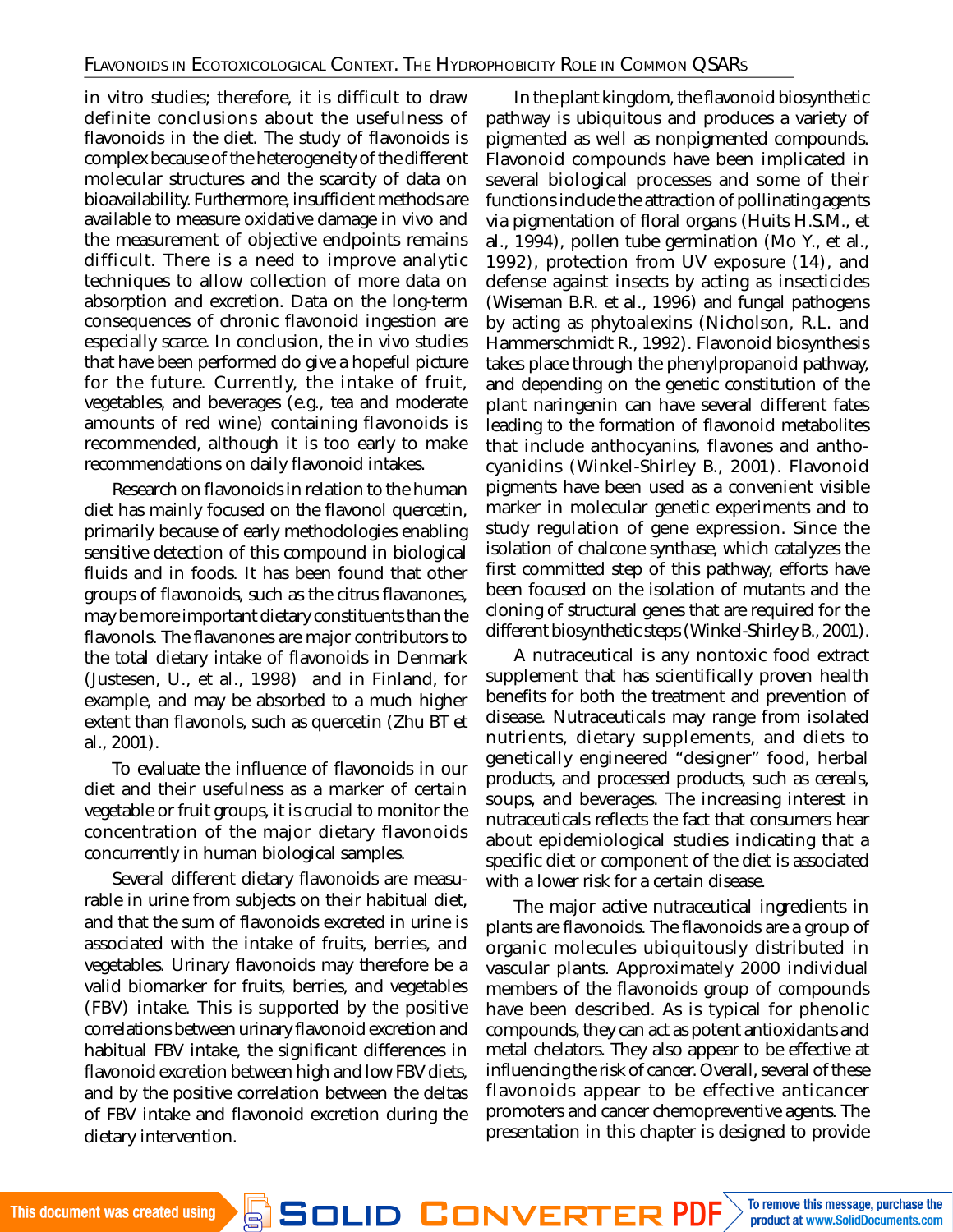in vitro studies; therefore, it is difficult to draw definite conclusions about the usefulness of flavonoids in the diet. The study of flavonoids is complex because of the heterogeneity of the different molecular structures and the scarcity of data on bioavailability. Furthermore, insufficient methods are available to measure oxidative damage in vivo and the measurement of objective endpoints remains difficult. There is a need to improve analytic techniques to allow collection of more data on absorption and excretion. Data on the long-term consequences of chronic flavonoid ingestion are especially scarce. In conclusion, the in vivo studies that have been performed do give a hopeful picture for the future. Currently, the intake of fruit, vegetables, and beverages (e.g., tea and moderate amounts of red wine) containing flavonoids is recommended, although it is too early to make recommendations on daily flavonoid intakes.

Research on flavonoids in relation to the human diet has mainly focused on the flavonol quercetin, primarily because of early methodologies enabling sensitive detection of this compound in biological fluids and in foods. It has been found that other groups of flavonoids, such as the citrus flavanones, may be more important dietary constituents than the flavonols. The flavanones are major contributors to the total dietary intake of flavonoids in Denmark (Justesen, U., et al., 1998) and in Finland, for example, and may be absorbed to a much higher extent than flavonols, such as quercetin (Zhu BT et al., 2001).

To evaluate the influence of flavonoids in our diet and their usefulness as a marker of certain vegetable or fruit groups, it is crucial to monitor the concentration of the major dietary flavonoids concurrently in human biological samples.

Several different dietary flavonoids are measurable in urine from subjects on their habitual diet, and that the sum of flavonoids excreted in urine is associated with the intake of fruits, berries, and vegetables. Urinary flavonoids may therefore be a valid biomarker for fruits, berries, and vegetables (FBV) intake. This is supported by the positive correlations between urinary flavonoid excretion and habitual FBV intake, the significant differences in flavonoid excretion between high and low FBV diets, and by the positive correlation between the deltas of FBV intake and flavonoid excretion during the dietary intervention.

In the plant kingdom, the flavonoid biosynthetic pathway is ubiquitous and produces a variety of pigmented as well as nonpigmented compounds. Flavonoid compounds have been implicated in several biological processes and some of their functions include the attraction of pollinating agents via pigmentation of floral organs (Huits H.S.M., et al., 1994), pollen tube germination (Mo Y., et al., 1992), protection from UV exposure (14), and defense against insects by acting as insecticides (Wiseman B.R. et al., 1996) and fungal pathogens by acting as phytoalexins (Nicholson, R.L. and Hammerschmidt R., 1992). Flavonoid biosynthesis takes place through the phenylpropanoid pathway, and depending on the genetic constitution of the plant naringenin can have several different fates leading to the formation of flavonoid metabolites that include anthocyanins, flavones and anthocyanidins (Winkel-Shirley B., 2001). Flavonoid pigments have been used as a convenient visible marker in molecular genetic experiments and to study regulation of gene expression. Since the isolation of chalcone synthase, which catalyzes the first committed step of this pathway, efforts have been focused on the isolation of mutants and the cloning of structural genes that are required for the different biosynthetic steps (Winkel-Shirley B., 2001).

A nutraceutical is any nontoxic food extract supplement that has scientifically proven health benefits for both the treatment and prevention of disease. Nutraceuticals may range from isolated nutrients, dietary supplements, and diets to genetically engineered "designer" food, herbal products, and processed products, such as cereals, soups, and beverages. The increasing interest in nutraceuticals reflects the fact that consumers hear about epidemiological studies indicating that a specific diet or component of the diet is associated with a lower risk for a certain disease.

The major active nutraceutical ingredients in plants are flavonoids. The flavonoids are a group of organic molecules ubiquitously distributed in vascular plants. Approximately 2000 individual members of the flavonoids group of compounds have been described. As is typical for phenolic compounds, they can act as potent antioxidants and metal chelators. They also appear to be effective at influencing the risk of cancer. Overall, several of these flavonoids appear to be effective anticancer promoters and cancer chemopreventive agents. The presentation in this chapter is designed to provide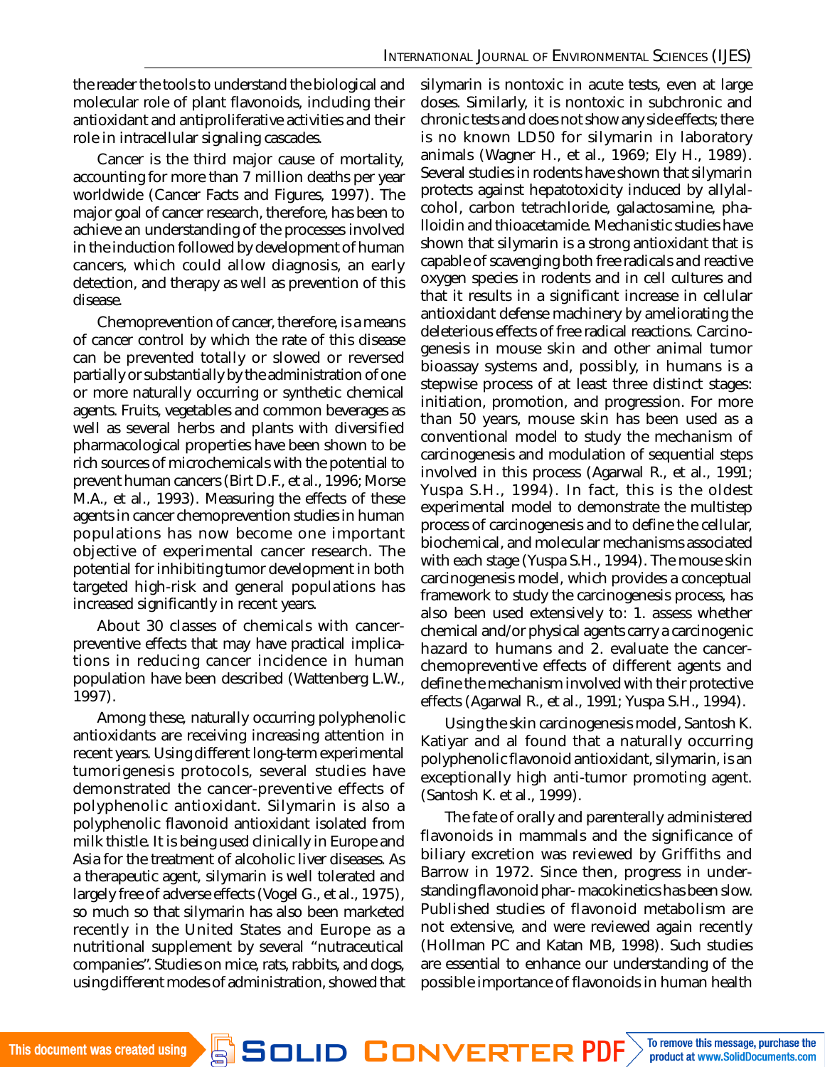the reader the tools to understand the biological and molecular role of plant flavonoids, including their antioxidant and antiproliferative activities and their role in intracellular signaling cascades.

Cancer is the third major cause of mortality, accounting for more than 7 million deaths per year worldwide (Cancer Facts and Figures, 1997). The major goal of cancer research, therefore, has been to achieve an understanding of the processes involved in the induction followed by development of human cancers, which could allow diagnosis, an early detection, and therapy as well as prevention of this disease.

Chemoprevention of cancer, therefore, is a means of cancer control by which the rate of this disease can be prevented totally or slowed or reversed partially or substantially by the administration of one or more naturally occurring or synthetic chemical agents. Fruits, vegetables and common beverages as well as several herbs and plants with diversified pharmacological properties have been shown to be rich sources of microchemicals with the potential to prevent human cancers (Birt D.F., et al., 1996; Morse M.A., et al., 1993). Measuring the effects of these agents in cancer chemoprevention studies in human populations has now become one important objective of experimental cancer research. The potential for inhibiting tumor development in both targeted high-risk and general populations has increased significantly in recent years.

About 30 classes of chemicals with cancer-preventive effects that may have practical implications in reducing cancer incidence in human population have been described (Wattenberg L.W., 1997).

Among these, naturally occurring polyphenolic antioxidants are receiving increasing attention in recent years. Using different long-term experimental tumorigenesis protocols, several studies have demonstrated the cancer-preventive effects of polyphenolic antioxidant. Silymarin is also a polyphenolic flavonoid antioxidant isolated from milk thistle. It is being used clinically in Europe and Asia for the treatment of alcoholic liver diseases. As a therapeutic agent, silymarin is well tolerated and largely free of adverse effects (Vogel G., et al., 1975), so much so that silymarin has also been marketed recently in the United States and Europe as a nutritional supplement by several "nutraceutical companies". Studies on mice, rats, rabbits, and dogs, using different modes of administration, showed that silymarin is nontoxic in acute tests, even at large doses. Similarly, it is nontoxic in subchronic and chronic tests and does not show any side effects; there is no known LD50 for silymarin in laboratory animals (Wagner H., et al., 1969; Ely H., 1989). Several studies in rodents have shown that silymarin protects against hepatotoxicity induced by allylalcohol, carbon tetrachloride, galactosamine, phalloidin and thioacetamide. Mechanistic studies have shown that silymarin is a strong antioxidant that is capable of scavenging both free radicals and reactive oxygen species in rodents and in cell cultures and that it results in a significant increase in cellular antioxidant defense machinery by ameliorating the deleterious effects of free radical reactions. Carcinogenesis in mouse skin and other animal tumor bioassay systems and, possibly, in humans is a stepwise process of at least three distinct stages: initiation, promotion, and progression. For more than 50 years, mouse skin has been used as a conventional model to study the mechanism of carcinogenesis and modulation of sequential steps involved in this process (Agarwal R., et al., 1991; Yuspa S.H., 1994). In fact, this is the oldest experimental model to demonstrate the multistep process of carcinogenesis and to define the cellular, biochemical, and molecular mechanisms associated with each stage (Yuspa S.H., 1994). The mouse skin carcinogenesis model, which provides a conceptual framework to study the carcinogenesis process, has also been used extensively to: 1. assess whether chemical and/or physical agents carry a carcinogenic hazard to humans and 2. evaluate the cancer-chemopreventive effects of different agents and define the mechanism involved with their protective effects (Agarwal R., et al., 1991; Yuspa S.H., 1994).

Using the skin carcinogenesis model, Santosh K. Katiyar and al found that a naturally occurring polyphenolic flavonoid antioxidant, silymarin, is an exceptionally high anti-tumor promoting agent. (Santosh K. et al., 1999).

The fate of orally and parenterally administered flavonoids in mammals and the significance of biliary excretion was reviewed by Griffiths and Barrow in 1972. Since then, progress in understanding flavonoid phar- macokinetics has been slow. Published studies of flavonoid metabolism are not extensive, and were reviewed again recently (Hollman PC and Katan MB, 1998). Such studies are essential to enhance our understanding of the possible importance of flavonoids in human health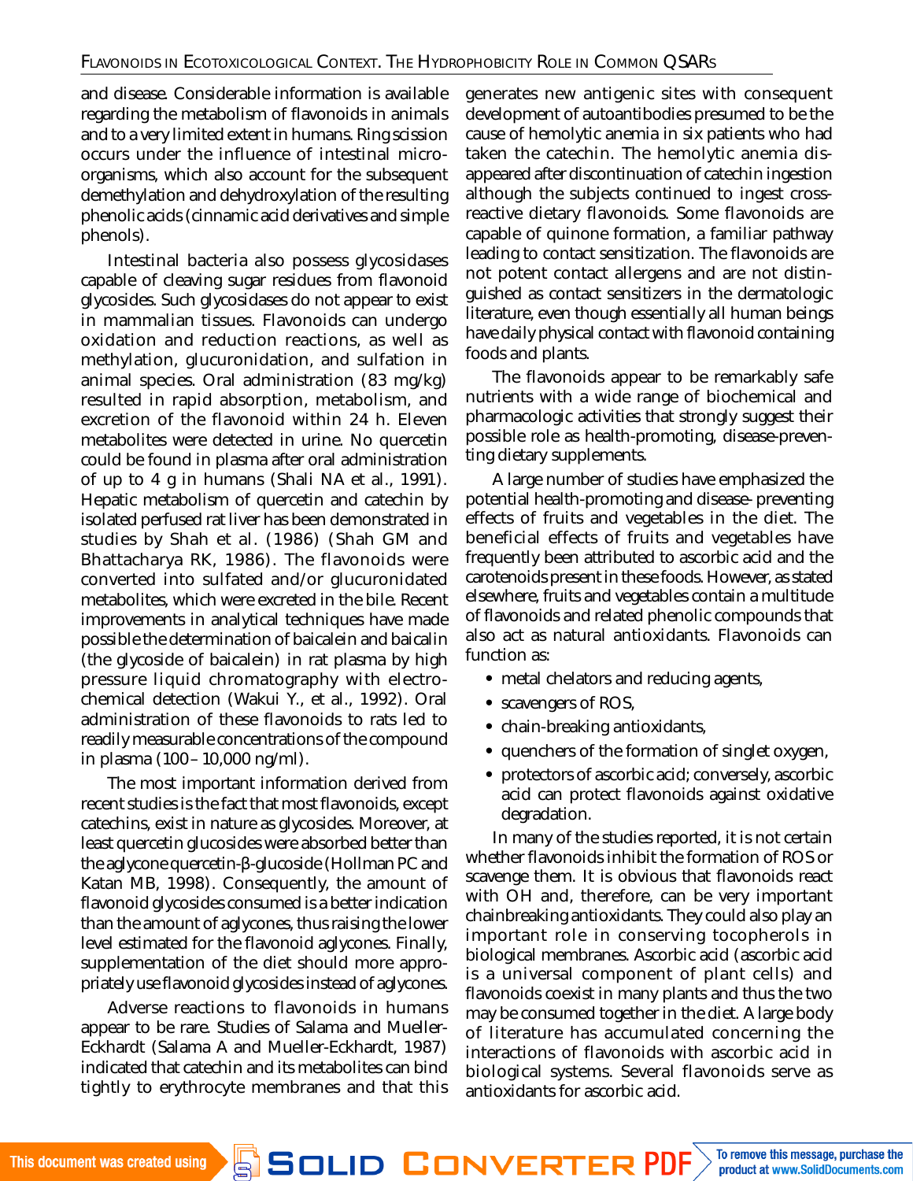and disease. Considerable information is available regarding the metabolism of flavonoids in animals and to a very limited extent in humans. Ring scission occurs under the influence of intestinal microorganisms, which also account for the subsequent demethylation and dehydroxylation of the resulting phenolic acids (cinnamic acid derivatives and simple phenols).

Intestinal bacteria also possess glycosidases capable of cleaving sugar residues from flavonoid glycosides. Such glycosidases do not appear to exist in mammalian tissues. Flavonoids can undergo oxidation and reduction reactions, as well as methylation, glucuronidation, and sulfation in animal species. Oral administration (83 mg/kg) resulted in rapid absorption, metabolism, and excretion of the flavonoid within 24 h. Eleven metabolites were detected in urine. No quercetin could be found in plasma after oral administration of up to 4 g in humans (Shali NA et al., 1991). Hepatic metabolism of quercetin and catechin by isolated perfused rat liver has been demonstrated in studies by Shah et al. (1986) (Shah GM and Bhattacharya RK, 1986). The flavonoids were converted into sulfated and/or glucuronidated metabolites, which were excreted in the bile. Recent improvements in analytical techniques have made possible the determination of baicalein and baicalin (the glycoside of baicalein) in rat plasma by high pressure liquid chromatography with electrochemical detection (Wakui Y., et al., 1992). Oral administration of these flavonoids to rats led to readily measurable concentrations of the compound in plasma (100 – 10,000 ng/ml).

The most important information derived from recent studies is the fact that most flavonoids, except catechins, exist in nature as glycosides. Moreover, at least quercetin glucosides were absorbed better than the aglycone quercetin-β-glucoside (Hollman PC and Katan MB, 1998). Consequently, the amount of flavonoid glycosides consumed is a better indication than the amount of aglycones, thus raising the lower level estimated for the flavonoid aglycones. Finally, supplementation of the diet should more appropriately use flavonoid glycosides instead of aglycones.

Adverse reactions to flavonoids in humans appear to be rare. Studies of Salama and Mueller-Eckhardt (Salama A and Mueller-Eckhardt, 1987) indicated that catechin and its metabolites can bind tightly to erythrocyte membranes and that this generates new antigenic sites with consequent development of autoantibodies presumed to be the cause of hemolytic anemia in six patients who had taken the catechin. The hemolytic anemia disappeared after discontinuation of catechin ingestion although the subjects continued to ingest cross-reactive dietary flavonoids. Some flavonoids are capable of quinone formation, a familiar pathway leading to contact sensitization. The flavonoids are not potent contact allergens and are not distinguished as contact sensitizers in the dermatologic literature, even though essentially all human beings have daily physical contact with flavonoid containing foods and plants.

The flavonoids appear to be remarkably safe nutrients with a wide range of biochemical and pharmacologic activities that strongly suggest their possible role as health-promoting, disease-preventing dietary supplements.

A large number of studies have emphasized the potential health-promoting and disease- preventing effects of fruits and vegetables in the diet. The beneficial effects of fruits and vegetables have frequently been attributed to ascorbic acid and the carotenoids present in these foods. However, as stated elsewhere, fruits and vegetables contain a multitude of flavonoids and related phenolic compounds that also act as natural antioxidants. Flavonoids can function as:

- metal chelators and reducing agents,
- scavengers of ROS,
- chain-breaking antioxidants,
- quenchers of the formation of singlet oxygen,
- protectors of ascorbic acid; conversely, ascorbic acid can protect flavonoids against oxidative degradation.

In many of the studies reported, it is not certain whether flavonoids inhibit the formation of ROS or scavenge them. It is obvious that flavonoids react with OH and, therefore, can be very important chainbreaking antioxidants. They could also play an important role in conserving tocopherols in biological membranes. Ascorbic acid (ascorbic acid is a universal component of plant cells) and flavonoids coexist in many plants and thus the two may be consumed together in the diet. A large body of literature has accumulated concerning the interactions of flavonoids with ascorbic acid in biological systems. Several flavonoids serve as antioxidants for ascorbic acid.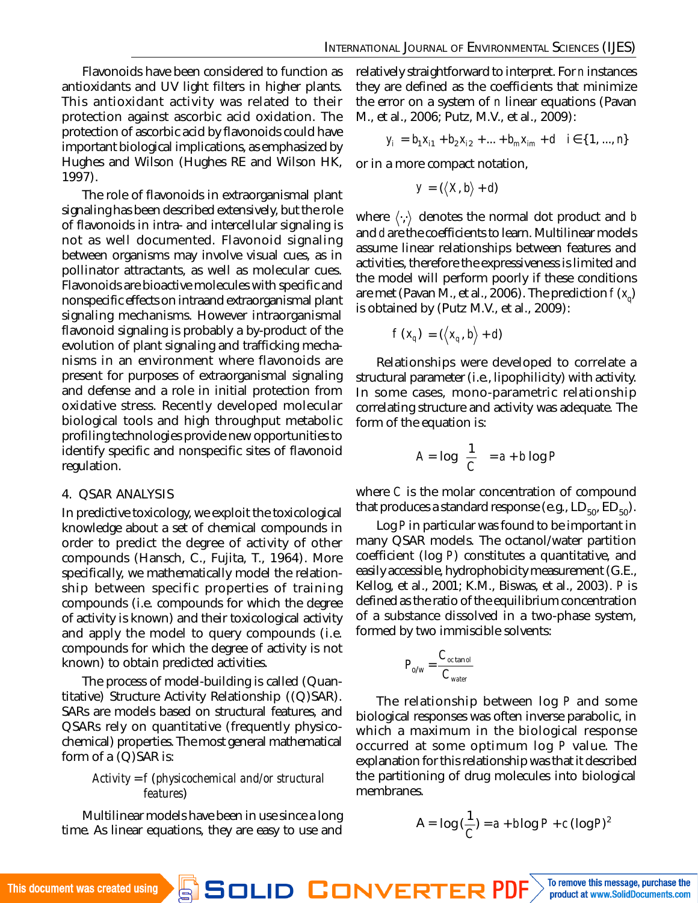Flavonoids have been considered to function as antioxidants and UV light filters in higher plants. This antioxidant activity was related to their protection against ascorbic acid oxidation. The protection of ascorbic acid by flavonoids could have important biological implications, as emphasized by Hughes and Wilson (Hughes RE and Wilson HK, 1997).

The role of flavonoids in extraorganismal plant signaling has been described extensively, but the role of flavonoids in intra- and intercellular signaling is not as well documented. Flavonoid signaling between organisms may involve visual cues, as in pollinator attractants, as well as molecular cues. Flavonoids are bioactive molecules with specific and nonspecific effects on intraand extraorganismal plant signaling mechanisms. However intraorganismal flavonoid signaling is probably a by-product of the evolution of plant signaling and trafficking mechanisms in an environment where flavonoids are present for purposes of extraorganismal signaling and defense and a role in initial protection from oxidative stress. Recently developed molecular biological tools and high throughput metabolic profiling technologies provide new opportunities to identify specific and nonspecific sites of flavonoid regulation.

## 4. QSAR ANALYSIS

In predictive toxicology, we exploit the toxicological knowledge about a set of chemical compounds in order to predict the degree of activity of other compounds (Hansch, C., Fujita, T., 1964). More specifically, we mathematically model the relationship between specific properties of training compounds (i.e. compounds for which the degree of activity is known) and their toxicological activity and apply the model to query compounds (i.e. compounds for which the degree of activity is not known) to obtain predicted activities.

The process of model-building is called (Quantitative) Structure Activity Relationship ((Q)SAR). SARs are models based on structural features, and QSARs rely on quantitative (frequently physicochemical) properties. The most general mathematical form of a (Q)SAR is:

$$Activity = f\,(physicochemical\ and/or\ structural\ features)$$

Multilinear models have been in use since a long time. As linear equations, they are easy to use and relatively straightforward to interpret. For $n$ instances they are defined as the coefficients that minimize the error on a system of $n$ linear equations (Pavan M., et al., 2006; Putz, M.V., et al., 2009):

$$y_i = b_1 x_{i1} + b_2 x_{i2} + \ldots + b_m x_{im} + d \quad i \in \{1, \ldots, n\}$$

or in a more compact notation,

$$y = (\langle X, b \rangle + d)$$

where $\langle \cdot,\cdot \rangle$ denotes the normal dot product and $b$ and $d$ are the coefficients to learn. Multilinear models assume linear relationships between features and activities, therefore the expressiveness is limited and the model will perform poorly if these conditions are met (Pavan M., et al., 2006). The prediction $f(x_q)$ is obtained by (Putz M.V., et al., 2009):

$$f(x_q) = (\langle x_q, b \rangle + d)$$

Relationships were developed to correlate a structural parameter (i.e., lipophilicity) with activity. In some cases, mono-parametric relationship correlating structure and activity was adequate. The form of the equation is:

$$A = \log \frac{1}{C} = a + b \log P$$

where $C$ is the molar concentration of compound that produces a standard response (e.g., $LD_{50}$, $ED_{50}$).

Log $P$ in particular was found to be important in many QSAR models. The octanol/water partition coefficient (log $P$) constitutes a quantitative, and easily accessible, hydrophobicity measurement (G.E., Kellog, et al., 2001; K.M., Biswas, et al., 2003). $P$ is defined as the ratio of the equilibrium concentration of a substance dissolved in a two-phase system, formed by two immiscible solvents:

$$P_{o/w} = \frac{C_{octanol}}{C_{water}}$$

The relationship between log $P$ and some biological responses was often inverse parabolic, in which a maximum in the biological response occurred at some optimum log $P$ value. The explanation for this relationship was that it described the partitioning of drug molecules into biological membranes.

$$A = \log\left(\frac{1}{C}\right) = a + b \log P + c\,(\log P)^2$$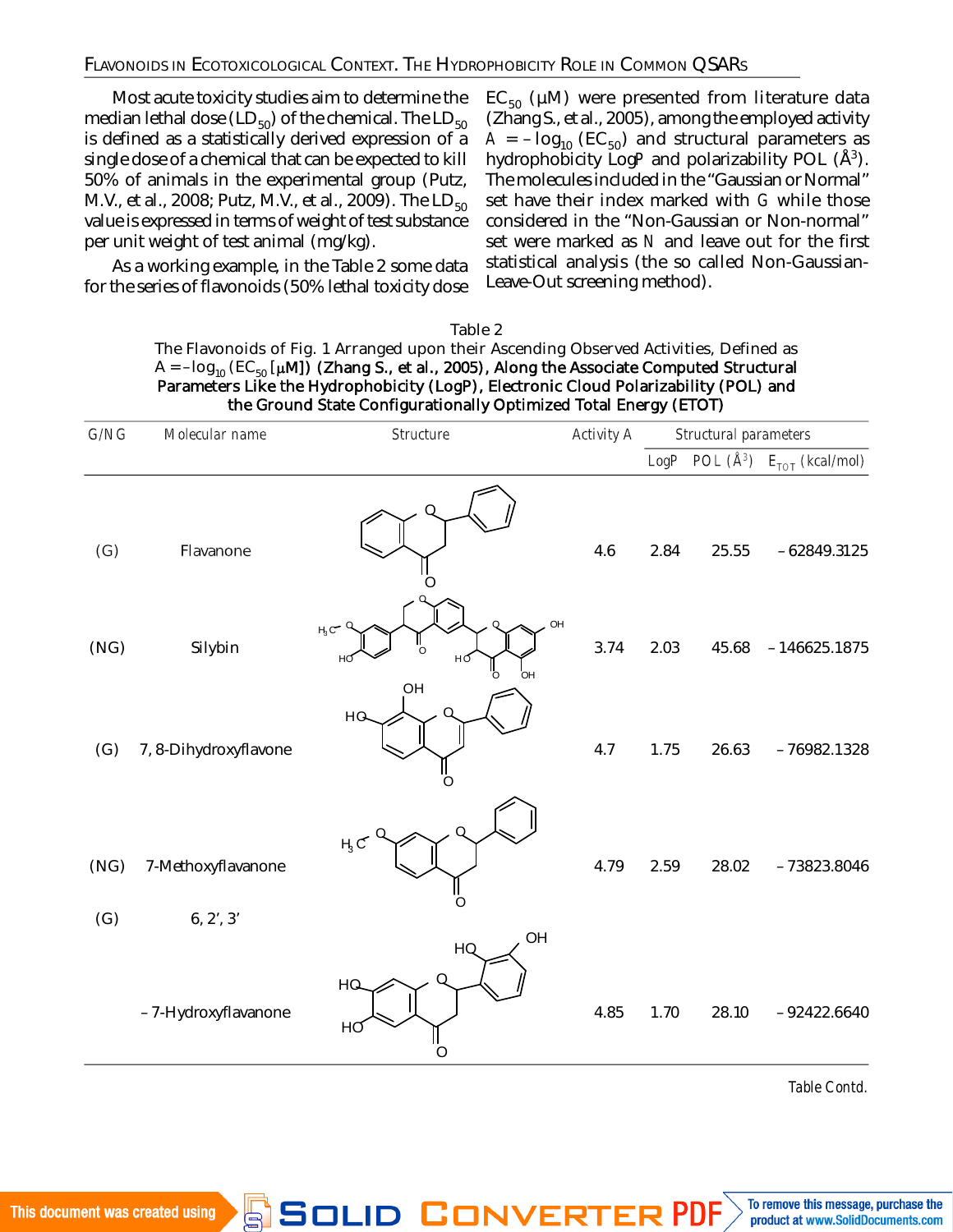Most acute toxicity studies aim to determine the median lethal dose ($LD_{50}$) of the chemical. The $LD_{50}$ is defined as a statistically derived expression of a single dose of a chemical that can be expected to kill 50% of animals in the experimental group (Putz, M.V., et al., 2008; Putz, M.V., et al., 2009). The $LD_{50}$ value is expressed in terms of weight of test substance per unit weight of test animal (mg/kg).

As a working example, in the Table 2 some data for the series of flavonoids (50% lethal toxicity dose $EC_{50}$ (μM) were presented from literature data (Zhang S., et al., 2005), among the employed activity $A = -\log_{10}(EC_{50})$ and structural parameters as hydrophobicity LogP and polarizability POL (Å$^3$). The molecules included in the "Gaussian or Normal" set have their index marked with G while those considered in the "Non-Gaussian or Non-normal" set were marked as N and leave out for the first statistical analysis (the so called Non-Gaussian-Leave-Out screening method).

Table 2

The Flavonoids of Fig. 1 Arranged upon their Ascending Observed Activities, Defined as $A = -\log_{10}(EC_{50}[\mu M])$ (Zhang S., et al., 2005), Along the Associate Computed Structural Parameters Like the Hydrophobicity (LogP), Electronic Cloud Polarizability (POL) and the Ground State Configurationally Optimized Total Energy (ETOT)

| G/NG | Molecular name | Structure | Activity A | Structural parameters | | |
|---|---|---|---|---|---|---|
| | | | | LogP | POL (Å$^3$) | $E_{TOT}$ (kcal/mol) |
| (G) | Flavanone | | 4.6 | 2.84 | 25.55 | –62849.3125 |
| (NG) | Silybin | | 3.74 | 2.03 | 45.68 | –146625.1875 |
| (G) | 7, 8-Dihydroxyflavone | | 4.7 | 1.75 | 26.63 | –76982.1328 |
| (NG) | 7-Methoxyflavanone | | 4.79 | 2.59 | 28.02 | –73823.8046 |
| (G) | 6, 2', 3' –7-Hydroxyflavanone | | 4.85 | 1.70 | 28.10 | –92422.6640 |

Table Contd.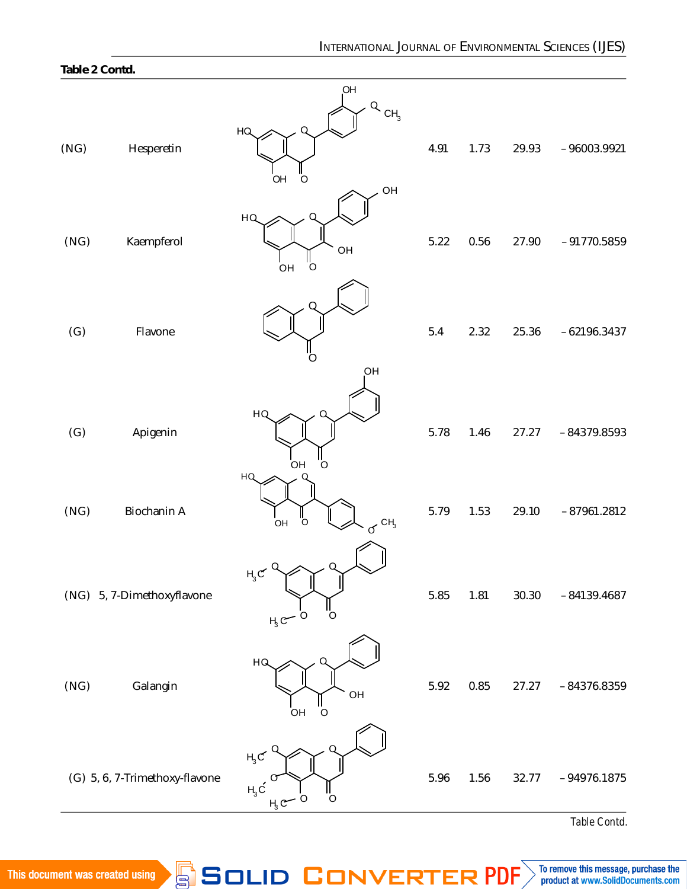**Table 2 Contd.**

| | | | | | | |
|---|---|---|---|---|---|---|
| (NG) | Hesperetin | | 4.91 | 1.73 | 29.93 | – 96003.9921 |
| (NG) | Kaempferol | | 5.22 | 0.56 | 27.90 | – 91770.5859 |
| (G) | Flavone | | 5.4 | 2.32 | 25.36 | – 62196.3437 |
| (G) | Apigenin | | 5.78 | 1.46 | 27.27 | – 84379.8593 |
| (NG) | Biochanin A | | 5.79 | 1.53 | 29.10 | – 87961.2812 |
| (NG) | 5, 7-Dimethoxyflavone | | 5.85 | 1.81 | 30.30 | – 84139.4687 |
| (NG) | Galangin | | 5.92 | 0.85 | 27.27 | – 84376.8359 |
| (G) | 5, 6, 7-Trimethoxy-flavone | | 5.96 | 1.56 | 32.77 | – 94976.1875 |

Table Contd.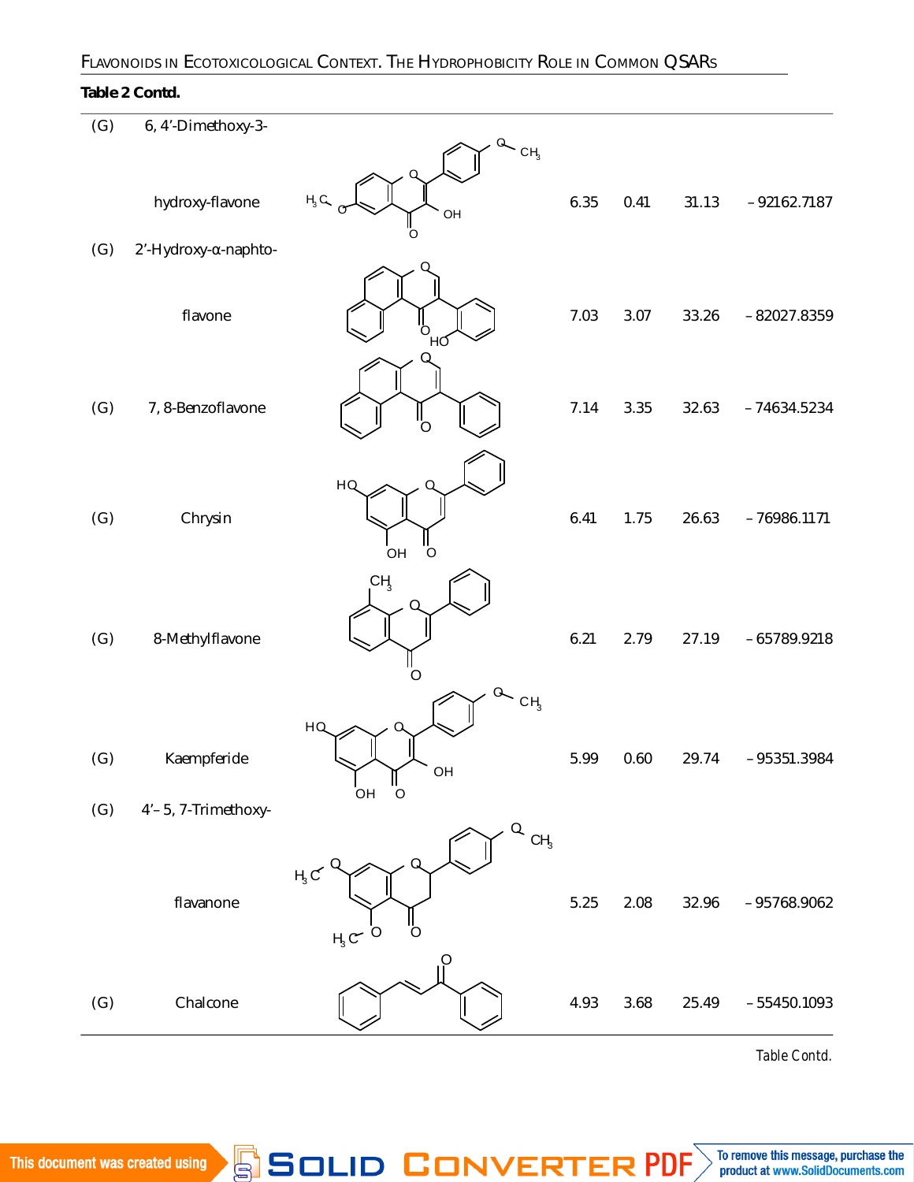**Table 2 Contd.**

| | | | | | | |
|---|---|---|---|---|---|---|
| (G) | 6, 4'-Dimethoxy-3-hydroxy-flavone | | 6.35 | 0.41 | 31.13 | – 92162.7187 |
| (G) | 2'-Hydroxy-α-naphto-flavone | | 7.03 | 3.07 | 33.26 | – 82027.8359 |
| (G) | 7, 8-Benzoflavone | | 7.14 | 3.35 | 32.63 | – 74634.5234 |
| (G) | Chrysin | | 6.41 | 1.75 | 26.63 | – 76986.1171 |
| (G) | 8-Methylflavone | | 6.21 | 2.79 | 27.19 | – 65789.9218 |
| (G) | Kaempferide | | 5.99 | 0.60 | 29.74 | – 95351.3984 |
| (G) | 4'– 5, 7-Trimethoxy-flavanone | | 5.25 | 2.08 | 32.96 | – 95768.9062 |
| (G) | Chalcone | | 4.93 | 3.68 | 25.49 | – 55450.1093 |

Table Contd.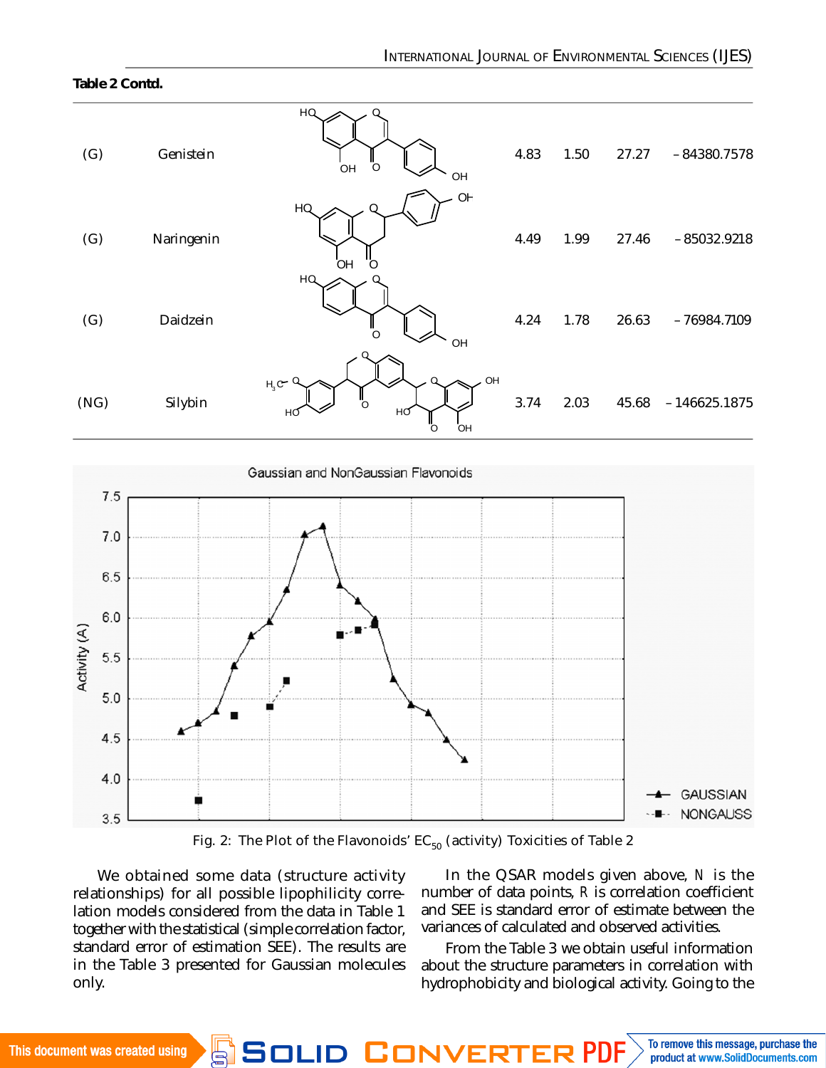**Table 2 Contd.**

| | | | | | | |
|---|---|---|---|---|---|---|
| (G) | Genistein | | 4.83 | 1.50 | 27.27 | – 84380.7578 |
| (G) | Naringenin | | 4.49 | 1.99 | 27.46 | – 85032.9218 |
| (G) | Daidzein | | 4.24 | 1.78 | 26.63 | – 76984.7109 |
| (NG) | Silybin | | 3.74 | 2.03 | 45.68 | – 146625.1875 |

Fig. 2: The Plot of the Flavonoids' $EC_{50}$ (activity) Toxicities of Table 2

We obtained some data (structure activity relationships) for all possible lipophilicity correlation models considered from the data in Table 1 together with the statistical (simple correlation factor, standard error of estimation SEE). The results are in the Table 3 presented for Gaussian molecules only.

In the QSAR models given above, N is the number of data points, R is correlation coefficient and SEE is standard error of estimate between the variances of calculated and observed activities.

From the Table 3 we obtain useful information about the structure parameters in correlation with hydrophobicity and biological activity. Going to the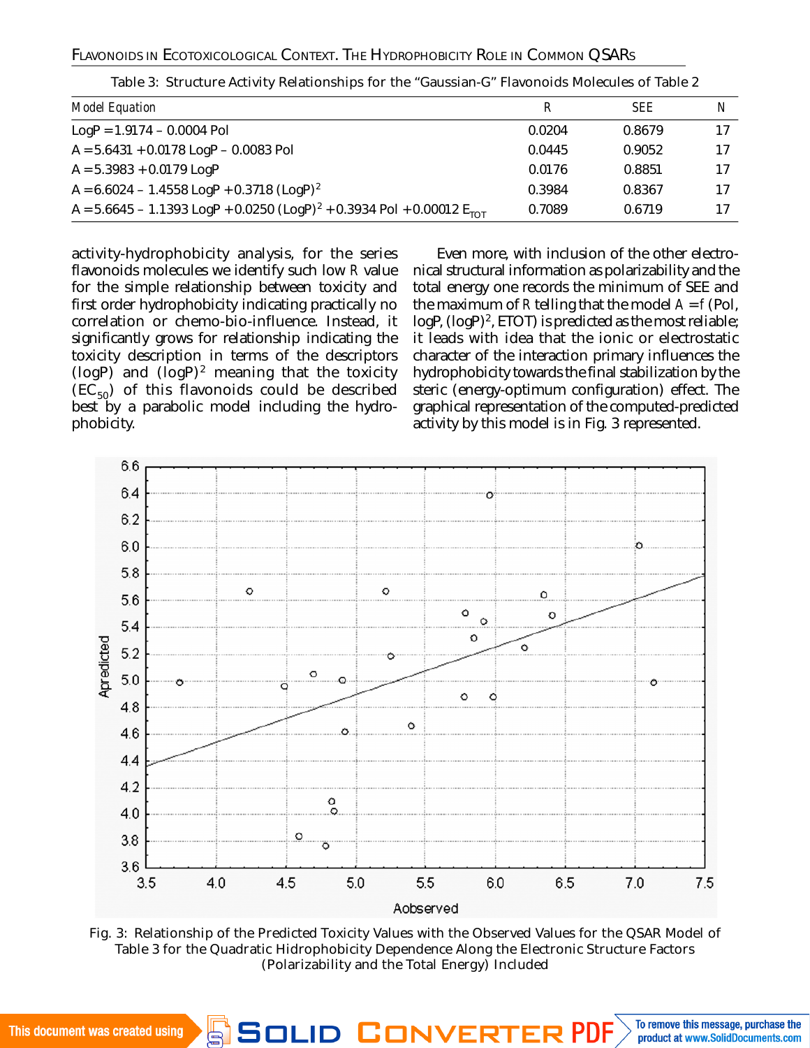Table 3: Structure Activity Relationships for the "Gaussian-G" Flavonoids Molecules of Table 2

| Model Equation | R | SEE | N |
|---|---|---|---|
| $LogP = 1.9174 - 0.0004\ Pol$ | 0.0204 | 0.8679 | 17 |
| $A = 5.6431 + 0.0178\ LogP - 0.0083\ Pol$ | 0.0445 | 0.9052 | 17 |
| $A = 5.3983 + 0.0179\ LogP$ | 0.0176 | 0.8851 | 17 |
| $A = 6.6024 - 1.4558\ LogP + 0.3718\ (LogP)^2$ | 0.3984 | 0.8367 | 17 |
| $A = 5.6645 - 1.1393\ LogP + 0.0250\ (LogP)^2 + 0.3934\ Pol + 0.00012\ E_{TOT}$ | 0.7089 | 0.6719 | 17 |

activity-hydrophobicity analysis, for the series flavonoids molecules we identify such low *R* value for the simple relationship between toxicity and first order hydrophobicity indicating practically no correlation or chemo-bio-influence. Instead, it significantly grows for relationship indicating the toxicity description in terms of the descriptors (logP) and $(logP)^2$ meaning that the toxicity ($EC_{50}$) of this flavonoids could be described best by a parabolic model including the hydrophobicity.

Even more, with inclusion of the other electronical structural information as polarizability and the total energy one records the minimum of SEE and the maximum of *R* telling that the model $A = f$(Pol, logP, $(logP)^2$, ETOT) is predicted as the most reliable; it leads with idea that the ionic or electrostatic character of the interaction primary influences the hydrophobicity towards the final stabilization by the steric (energy-optimum configuration) effect. The graphical representation of the computed-predicted activity by this model is in Fig. 3 represented.

Fig. 3: Relationship of the Predicted Toxicity Values with the Observed Values for the QSAR Model of Table 3 for the Quadratic Hidrophobicity Dependence Along the Electronic Structure Factors (Polarizability and the Total Energy) Included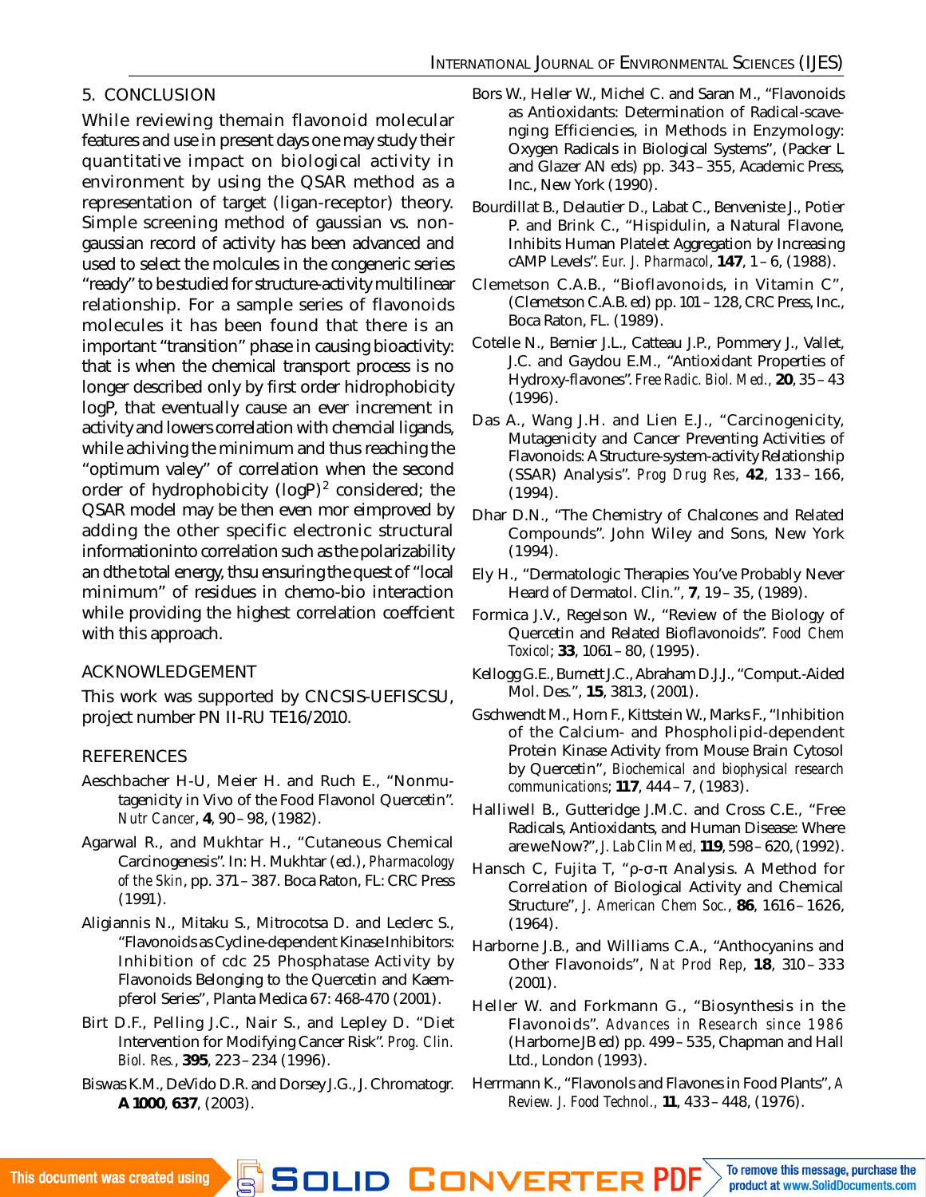## 5. CONCLUSION

While reviewing themain flavonoid molecular features and use in present days one may study their quantitative impact on biological activity in environment by using the QSAR method as a representation of target (ligan-receptor) theory. Simple screening method of gaussian vs. non-gaussian record of activity has been advanced and used to select the molcules in the congeneric series "ready" to be studied for structure-activity multilinear relationship. For a sample series of flavonoids molecules it has been found that there is an important "transition" phase in causing bioactivity: that is when the chemical transport process is no longer described only by first order hidrophobicity logP, that eventually cause an ever increment in activity and lowers correlation with chemcial ligands, while achiving the minimum and thus reaching the "optimum valey" of correlation when the second order of hydrophobicity $(\log P)^2$ considered; the QSAR model may be then even mor eimproved by adding the other specific electronic structural informationinto correlation such as the polarizability an dthe total energy, thsu ensuring the quest of "local minimum" of residues in chemo-bio interaction while providing the highest correlation coeffcient with this approach.

## ACKNOWLEDGEMENT

This work was supported by CNCSIS-UEFISCSU, project number PN II-RU TE16/2010.

## REFERENCES

Aeschbacher H-U, Meier H. and Ruch E., "Nonmutagenicity in Vivo of the Food Flavonol Quercetin". *Nutr Cancer*, **4**, 90 – 98, (1982).

Agarwal R., and Mukhtar H., "Cutaneous Chemical Carcinogenesis". In: H. Mukhtar (ed.), *Pharmacology of the Skin*, pp. 371 – 387. Boca Raton, FL: CRC Press (1991).

Aligiannis N., Mitaku S., Mitrocotsa D. and Leclerc S., "Flavonoids as Cycline-dependent Kinase Inhibitors: Inhibition of cdc 25 Phosphatase Activity by Flavonoids Belonging to the Quercetin and Kaempferol Series", Planta Medica 67: 468-470 (2001).

Birt D.F., Pelling J.C., Nair S., and Lepley D. "Diet Intervention for Modifying Cancer Risk". *Prog. Clin. Biol. Res.*, **395**, 223 – 234 (1996).

Biswas K.M., DeVido D.R. and Dorsey J.G., J. Chromatogr. **A 1000**, **637**, (2003).

Bors W., Heller W., Michel C. and Saran M., "Flavonoids as Antioxidants: Determination of Radical-scavenging Efficiencies, in Methods in Enzymology: Oxygen Radicals in Biological Systems", (Packer L and Glazer AN eds) pp. 343 – 355, Academic Press, Inc., New York (1990).

Bourdillat B., Delautier D., Labat C., Benveniste J., Potier P. and Brink C., "Hispidulin, a Natural Flavone, Inhibits Human Platelet Aggregation by Increasing cAMP Levels". *Eur. J. Pharmacol*, **147**, 1 – 6, (1988).

Clemetson C.A.B., "Bioflavonoids, in Vitamin C", (Clemetson C.A.B. ed) pp. 101 – 128, CRC Press, Inc., Boca Raton, FL. (1989).

Cotelle N., Bernier J.L., Catteau J.P., Pommery J., Vallet, J.C. and Gaydou E.M., "Antioxidant Properties of Hydroxy-flavones". *Free Radic. Biol. Med.*, **20**, 35 – 43 (1996).

Das A., Wang J.H. and Lien E.J., "Carcinogenicity, Mutagenicity and Cancer Preventing Activities of Flavonoids: A Structure-system-activity Relationship (SSAR) Analysis". *Prog Drug Res*, **42**, 133 – 166, (1994).

Dhar D.N., "The Chemistry of Chalcones and Related Compounds". John Wiley and Sons, New York (1994).

Ely H., "Dermatologic Therapies You've Probably Never Heard of Dermatol. Clin.", **7**, 19 – 35, (1989).

Formica J.V., Regelson W., "Review of the Biology of Quercetin and Related Bioflavonoids". *Food Chem Toxicol*; **33**, 1061 – 80, (1995).

Kellogg G.E., Burnett J.C., Abraham D.J.J., "Comput.-Aided Mol. Des.", **15**, 3813, (2001).

Gschwendt M., Horn F., Kittstein W., Marks F., "Inhibition of the Calcium- and Phospholipid-dependent Protein Kinase Activity from Mouse Brain Cytosol by Quercetin", *Biochemical and biophysical research communications*; **117**, 444 – 7, (1983).

Halliwell B., Gutteridge J.M.C. and Cross C.E., "Free Radicals, Antioxidants, and Human Disease: Where are we Now?", *J. Lab Clin Med*, **119**, 598 – 620, (1992).

Hansch C, Fujita T, "ρ-σ-π Analysis. A Method for Correlation of Biological Activity and Chemical Structure", *J. American Chem Soc.*, **86**, 1616 – 1626, (1964).

Harborne J.B., and Williams C.A., "Anthocyanins and Other Flavonoids", *Nat Prod Rep*, **18**, 310 – 333 (2001).

Heller W. and Forkmann G., "Biosynthesis in the Flavonoids". *Advances in Research since 1986* (Harborne JB ed) pp. 499 – 535, Chapman and Hall Ltd., London (1993).

Herrmann K., "Flavonols and Flavones in Food Plants", *A Review. J. Food Technol.*, **11**, 433 – 448, (1976).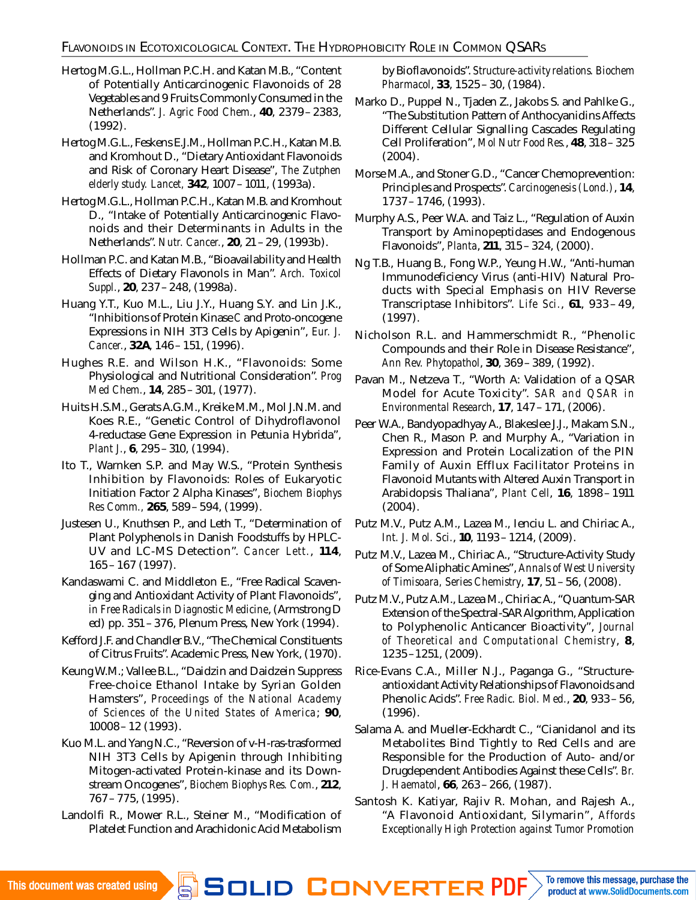Hertog M.G.L., Hollman P.C.H. and Katan M.B., "Content of Potentially Anticarcinogenic Flavonoids of 28 Vegetables and 9 Fruits Commonly Consumed in the Netherlands". *J. Agric Food Chem.*, **40**, 2379 – 2383, (1992).

Hertog M.G.L., Feskens E.J.M., Hollman P.C.H., Katan M.B. and Kromhout D., "Dietary Antioxidant Flavonoids and Risk of Coronary Heart Disease", *The Zutphen elderly study. Lancet*, **342**, 1007 – 1011, (1993a).

Hertog M.G.L., Hollman P.C.H., Katan M.B. and Kromhout D., "Intake of Potentially Anticarcinogenic Flavonoids and their Determinants in Adults in the Netherlands". *Nutr. Cancer.*, **20**, 21 – 29, (1993b).

Hollman P.C. and Katan M.B., "Bioavailability and Health Effects of Dietary Flavonols in Man". *Arch. Toxicol Suppl.*, **20**, 237 – 248, (1998a).

Huang Y.T., Kuo M.L., Liu J.Y., Huang S.Y. and Lin J.K., "Inhibitions of Protein Kinase C and Proto-oncogene Expressions in NIH 3T3 Cells by Apigenin", *Eur. J. Cancer.*, **32A**, 146 – 151, (1996).

Hughes R.E. and Wilson H.K., "Flavonoids: Some Physiological and Nutritional Consideration". *Prog Med Chem.*, **14**, 285 – 301, (1977).

Huits H.S.M., Gerats A.G.M., Kreike M.M., Mol J.N.M. and Koes R.E., "Genetic Control of Dihydroflavonol 4-reductase Gene Expression in Petunia Hybrida", *Plant J.*, **6**, 295 – 310, (1994).

Ito T., Warnken S.P. and May W.S., "Protein Synthesis Inhibition by Flavonoids: Roles of Eukaryotic Initiation Factor 2 Alpha Kinases", *Biochem Biophys Res Comm.*, **265**, 589 – 594, (1999).

Justesen U., Knuthsen P., and Leth T., "Determination of Plant Polyphenols in Danish Foodstuffs by HPLC-UV and LC-MS Detection". *Cancer Lett.*, **114**, 165 – 167 (1997).

Kandaswami C. and Middleton E., "Free Radical Scavenging and Antioxidant Activity of Plant Flavonoids", *in Free Radicals in Diagnostic Medicine*, (Armstrong D ed) pp. 351 – 376, Plenum Press, New York (1994).

Kefford J.F. and Chandler B.V., "The Chemical Constituents of Citrus Fruits". Academic Press, New York, (1970).

Keung W.M.; Vallee B.L., "Daidzin and Daidzein Suppress Free-choice Ethanol Intake by Syrian Golden Hamsters", *Proceedings of the National Academy of Sciences of the United States of America*; **90**, 10008 – 12 (1993).

Kuo M.L. and Yang N.C., "Reversion of v-H-ras-trasformed NIH 3T3 Cells by Apigenin through Inhibiting Mitogen-activated Protein-kinase and its Downstream Oncogenes", *Biochem Biophys Res. Com.*, **212**, 767 – 775, (1995).

Landolfi R., Mower R.L., Steiner M., "Modification of Platelet Function and Arachidonic Acid Metabolism by Bioflavonoids". *Structure-activity relations. Biochem Pharmacol*, **33**, 1525 – 30, (1984).

Marko D., Puppel N., Tjaden Z., Jakobs S. and Pahlke G., "The Substitution Pattern of Anthocyanidins Affects Different Cellular Signalling Cascades Regulating Cell Proliferation", *Mol Nutr Food Res.*, **48**, 318 – 325 (2004).

Morse M.A., and Stoner G.D., "Cancer Chemoprevention: Principles and Prospects". *Carcinogenesis (Lond.)*, **14**, 1737 – 1746, (1993).

Murphy A.S., Peer W.A. and Taiz L., "Regulation of Auxin Transport by Aminopeptidases and Endogenous Flavonoids", *Planta*, **211**, 315 – 324, (2000).

Ng T.B., Huang B., Fong W.P., Yeung H.W., "Anti-human Immunodeficiency Virus (anti-HIV) Natural Products with Special Emphasis on HIV Reverse Transcriptase Inhibitors". *Life Sci.*, **61**, 933 – 49, (1997).

Nicholson R.L. and Hammerschmidt R., "Phenolic Compounds and their Role in Disease Resistance", *Ann Rev. Phytopathol*, **30**, 369 – 389, (1992).

Pavan M., Netzeva T., "Worth A: Validation of a QSAR Model for Acute Toxicity". *SAR and QSAR in Environmental Research*, **17**, 147 – 171, (2006).

Peer W.A., Bandyopadhyay A., Blakeslee J.J., Makam S.N., Chen R., Mason P. and Murphy A., "Variation in Expression and Protein Localization of the PIN Family of Auxin Efflux Facilitator Proteins in Flavonoid Mutants with Altered Auxin Transport in Arabidopsis Thaliana", *Plant Cell*, **16**, 1898 – 1911 (2004).

Putz M.V., Putz A.M., Lazea M., Ienciu L. and Chiriac A., *Int. J. Mol. Sci.*, **10**, 1193 – 1214, (2009).

Putz M.V., Lazea M., Chiriac A., "Structure-Activity Study of Some Aliphatic Amines", *Annals of West University of Timisoara, Series Chemistry*, **17**, 51 – 56, (2008).

Putz M.V., Putz A.M., Lazea M., Chiriac A., "Quantum-SAR Extension of the Spectral-SAR Algorithm, Application to Polyphenolic Anticancer Bioactivity", *Journal of Theoretical and Computational Chemistry*, **8**, 1235–1251, (2009).

Rice-Evans C.A., Miller N.J., Paganga G., "Structure-antioxidant Activity Relationships of Flavonoids and Phenolic Acids". *Free Radic. Biol. Med.*, **20**, 933 – 56, (1996).

Salama A. and Mueller-Eckhardt C., "Cianidanol and its Metabolites Bind Tightly to Red Cells and are Responsible for the Production of Auto- and/or Drugdependent Antibodies Against these Cells". *Br. J. Haematol*, **66**, 263 – 266, (1987).

Santosh K. Katiyar, Rajiv R. Mohan, and Rajesh A., "A Flavonoid Antioxidant, Silymarin", *Affords Exceptionally High Protection against Tumor Promotion*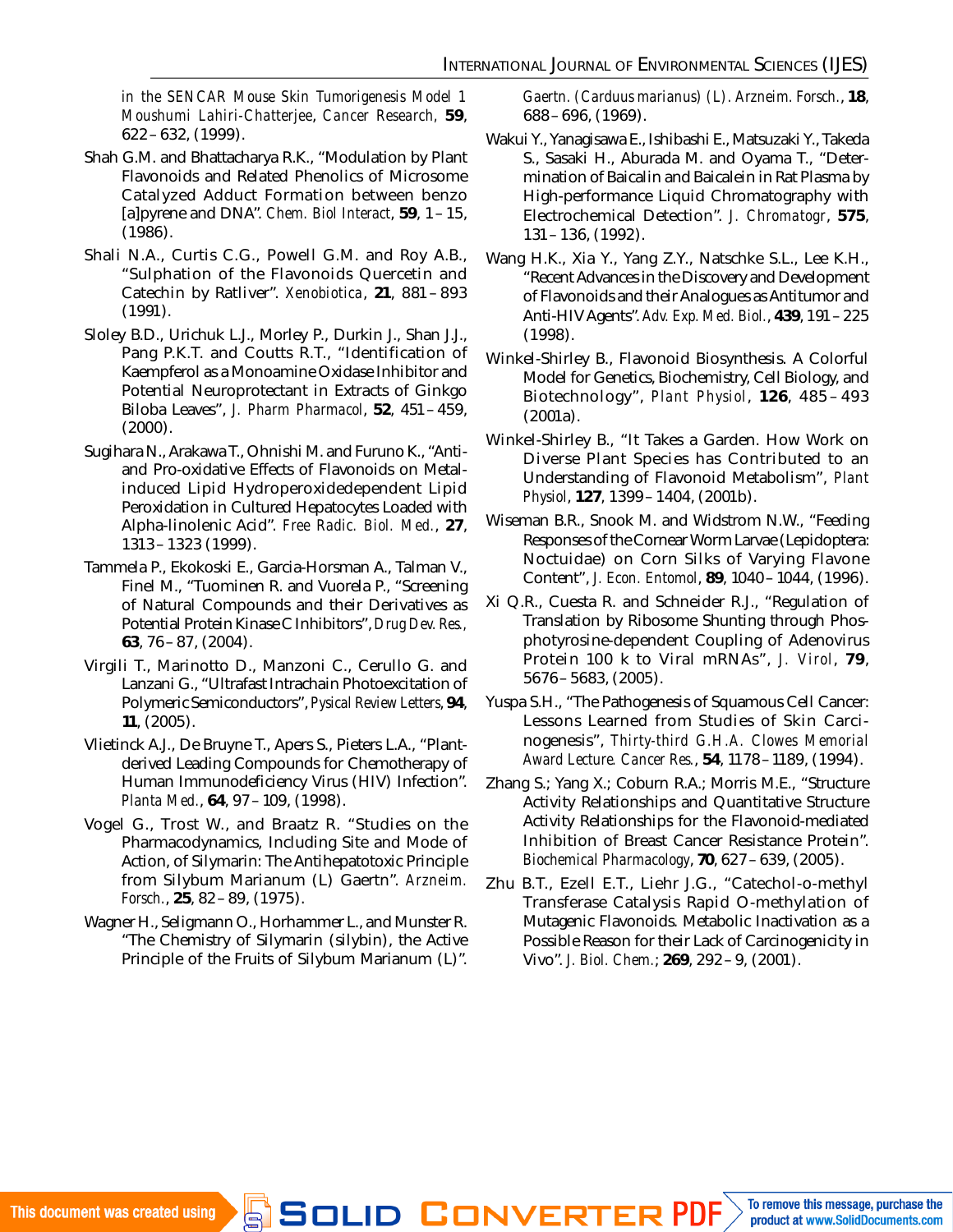*in the SENCAR Mouse Skin Tumorigenesis Model 1 Moushumi Lahiri-Chatterjee*, *Cancer Research*, **59**, 622 – 632, (1999).

Shah G.M. and Bhattacharya R.K., "Modulation by Plant Flavonoids and Related Phenolics of Microsome Catalyzed Adduct Formation between benzo [a]pyrene and DNA". *Chem. Biol Interact*, **59**, 1 – 15, (1986).

Shali N.A., Curtis C.G., Powell G.M. and Roy A.B., "Sulphation of the Flavonoids Quercetin and Catechin by Ratliver". *Xenobiotica*, **21**, 881 – 893 (1991).

Sloley B.D., Urichuk L.J., Morley P., Durkin J., Shan J.J., Pang P.K.T. and Coutts R.T., "Identification of Kaempferol as a Monoamine Oxidase Inhibitor and Potential Neuroprotectant in Extracts of Ginkgo Biloba Leaves", *J. Pharm Pharmacol*, **52**, 451 – 459, (2000).

Sugihara N., Arakawa T., Ohnishi M. and Furuno K., "Anti- and Pro-oxidative Effects of Flavonoids on Metal-induced Lipid Hydroperoxidedependent Lipid Peroxidation in Cultured Hepatocytes Loaded with Alpha-linolenic Acid". *Free Radic. Biol. Med.*, **27**, 1313 – 1323 (1999).

Tammela P., Ekokoski E., Garcia-Horsman A., Talman V., Finel M., "Tuominen R. and Vuorela P., "Screening of Natural Compounds and their Derivatives as Potential Protein Kinase C Inhibitors", *Drug Dev. Res.*, **63**, 76 – 87, (2004).

Virgili T., Marinotto D., Manzoni C., Cerullo G. and Lanzani G., "Ultrafast Intrachain Photoexcitation of Polymeric Semiconductors", *Pysical Review Letters*, **94**, **11**, (2005).

Vlietinck A.J., De Bruyne T., Apers S., Pieters L.A., "Plant-derived Leading Compounds for Chemotherapy of Human Immunodeficiency Virus (HIV) Infection". *Planta Med.*, **64**, 97 – 109, (1998).

Vogel G., Trost W., and Braatz R. "Studies on the Pharmacodynamics, Including Site and Mode of Action, of Silymarin: The Antihepatotoxic Principle from Silybum Marianum (L) Gaertn". *Arzneim. Forsch.*, **25**, 82 – 89, (1975).

Wagner H., Seligmann O., Horhammer L., and Munster R. "The Chemistry of Silymarin (silybin), the Active Principle of the Fruits of Silybum Marianum (L)". *Gaertn. (Carduus marianus) (L). Arzneim. Forsch.*, **18**, 688 – 696, (1969).

Wakui Y., Yanagisawa E., Ishibashi E., Matsuzaki Y., Takeda S., Sasaki H., Aburada M. and Oyama T., "Determination of Baicalin and Baicalein in Rat Plasma by High-performance Liquid Chromatography with Electrochemical Detection". *J. Chromatogr*, **575**, 131 – 136, (1992).

Wang H.K., Xia Y., Yang Z.Y., Natschke S.L., Lee K.H., "Recent Advances in the Discovery and Development of Flavonoids and their Analogues as Antitumor and Anti-HIV Agents". *Adv. Exp. Med. Biol.*, **439**, 191 – 225 (1998).

Winkel-Shirley B., Flavonoid Biosynthesis. A Colorful Model for Genetics, Biochemistry, Cell Biology, and Biotechnology", *Plant Physiol*, **126**, 485 – 493 (2001a).

Winkel-Shirley B., "It Takes a Garden. How Work on Diverse Plant Species has Contributed to an Understanding of Flavonoid Metabolism", *Plant Physiol*, **127**, 1399 – 1404, (2001b).

Wiseman B.R., Snook M. and Widstrom N.W., "Feeding Responses of the Cornear Worm Larvae (Lepidoptera: Noctuidae) on Corn Silks of Varying Flavone Content", *J. Econ. Entomol*, **89**, 1040 – 1044, (1996).

Xi Q.R., Cuesta R. and Schneider R.J., "Regulation of Translation by Ribosome Shunting through Phosphotyrosine-dependent Coupling of Adenovirus Protein 100 k to Viral mRNAs", *J. Virol*, **79**, 5676 – 5683, (2005).

Yuspa S.H., "The Pathogenesis of Squamous Cell Cancer: Lessons Learned from Studies of Skin Carcinogenesis", *Thirty-third G.H.A. Clowes Memorial Award Lecture. Cancer Res.*, **54**, 1178 – 1189, (1994).

Zhang S.; Yang X.; Coburn R.A.; Morris M.E., "Structure Activity Relationships and Quantitative Structure Activity Relationships for the Flavonoid-mediated Inhibition of Breast Cancer Resistance Protein". *Biochemical Pharmacology*, **70**, 627 – 639, (2005).

Zhu B.T., Ezell E.T., Liehr J.G., "Catechol-o-methyl Transferase Catalysis Rapid O-methylation of Mutagenic Flavonoids. Metabolic Inactivation as a Possible Reason for their Lack of Carcinogenicity in Vivo". *J. Biol. Chem.*; **269**, 292 – 9, (2001).